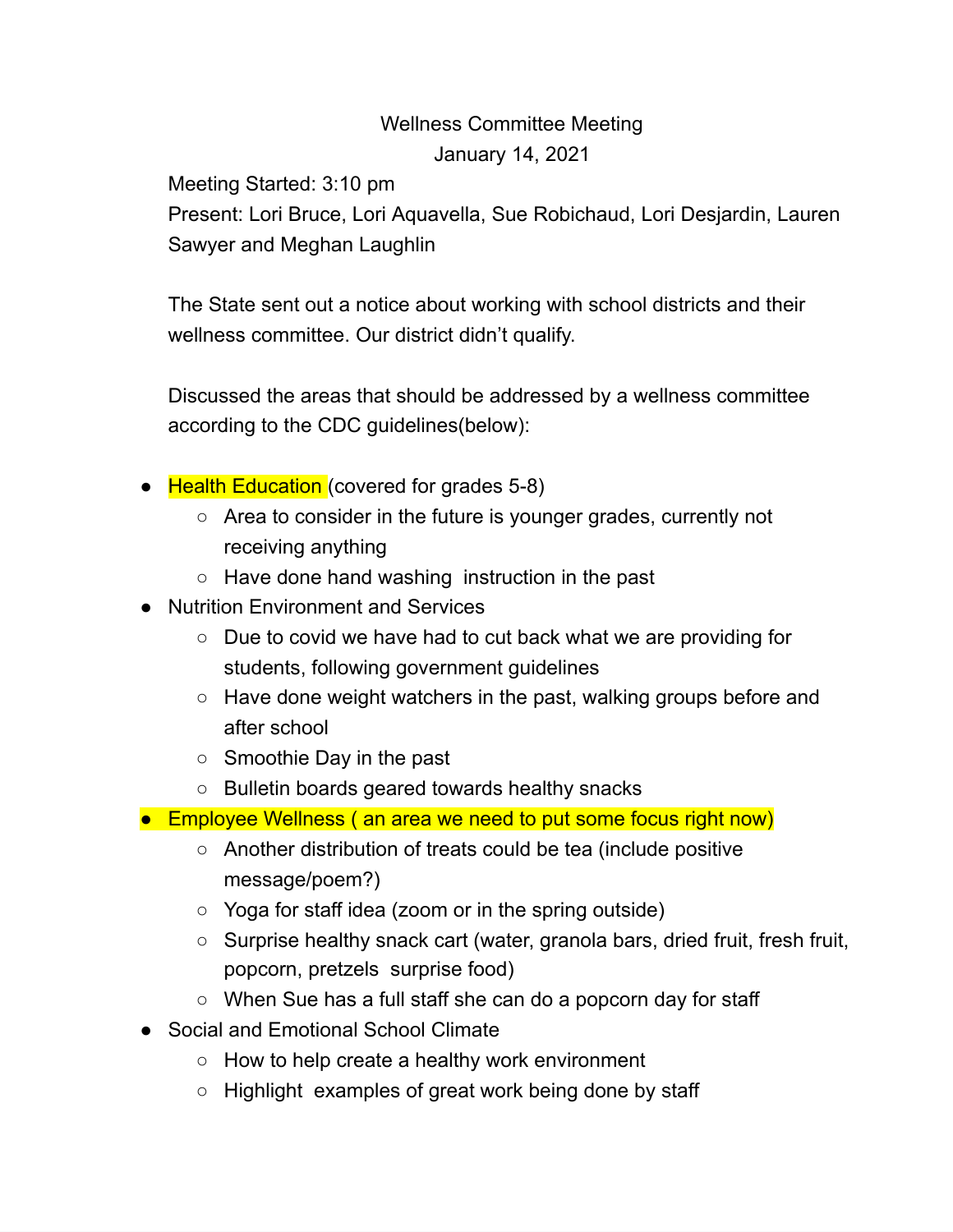# Wellness Committee Meeting

## January 14, 2021

Meeting Started: 3:10 pm

Present: Lori Bruce, Lori Aquavella, Sue Robichaud, Lori Desjardin, Lauren Sawyer and Meghan Laughlin

The State sent out a notice about working with school districts and their wellness committee. Our district didn't qualify.

Discussed the areas that should be addressed by a wellness committee according to the CDC guidelines(below):

- Health Education (covered for grades 5-8)
  - Area to consider in the future is younger grades, currently not receiving anything
  - Have done hand washing instruction in the past
- Nutrition Environment and Services
  - Due to covid we have had to cut back what we are providing for students, following government guidelines
  - Have done weight watchers in the past, walking groups before and after school
  - Smoothie Day in the past
  - Bulletin boards geared towards healthy snacks
- Employee Wellness ( an area we need to put some focus right now)
  - Another distribution of treats could be tea (include positive message/poem?)
  - Yoga for staff idea (zoom or in the spring outside)
  - Surprise healthy snack cart (water, granola bars, dried fruit, fresh fruit, popcorn, pretzels surprise food)
  - When Sue has a full staff she can do a popcorn day for staff
- Social and Emotional School Climate
  - How to help create a healthy work environment
  - Highlight examples of great work being done by staff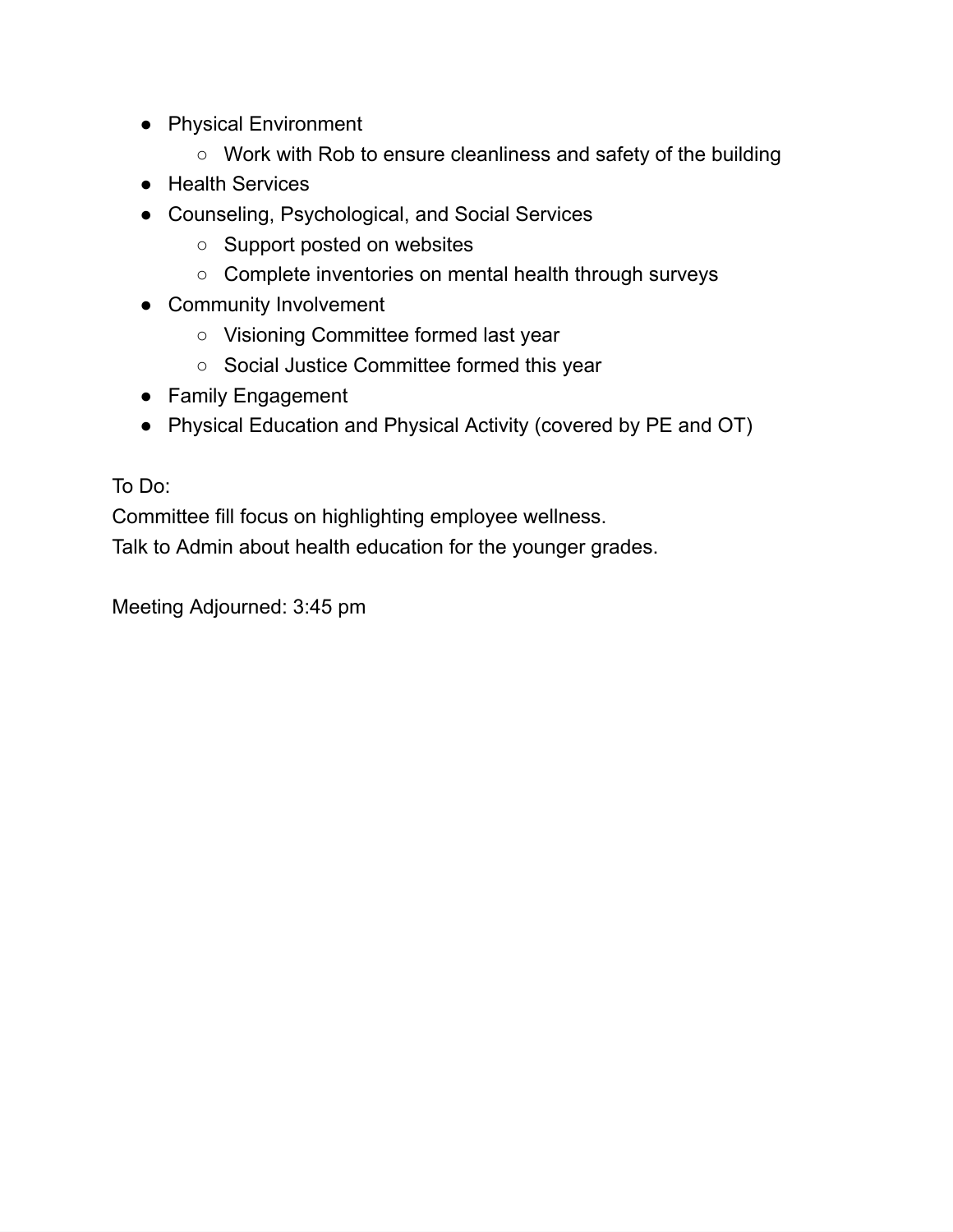- Physical Environment
  - Work with Rob to ensure cleanliness and safety of the building
- Health Services
- Counseling, Psychological, and Social Services
  - Support posted on websites
  - Complete inventories on mental health through surveys
- Community Involvement
  - Visioning Committee formed last year
  - Social Justice Committee formed this year
- Family Engagement
- Physical Education and Physical Activity (covered by PE and OT)

To Do:

Committee fill focus on highlighting employee wellness.

Talk to Admin about health education for the younger grades.

Meeting Adjourned: 3:45 pm